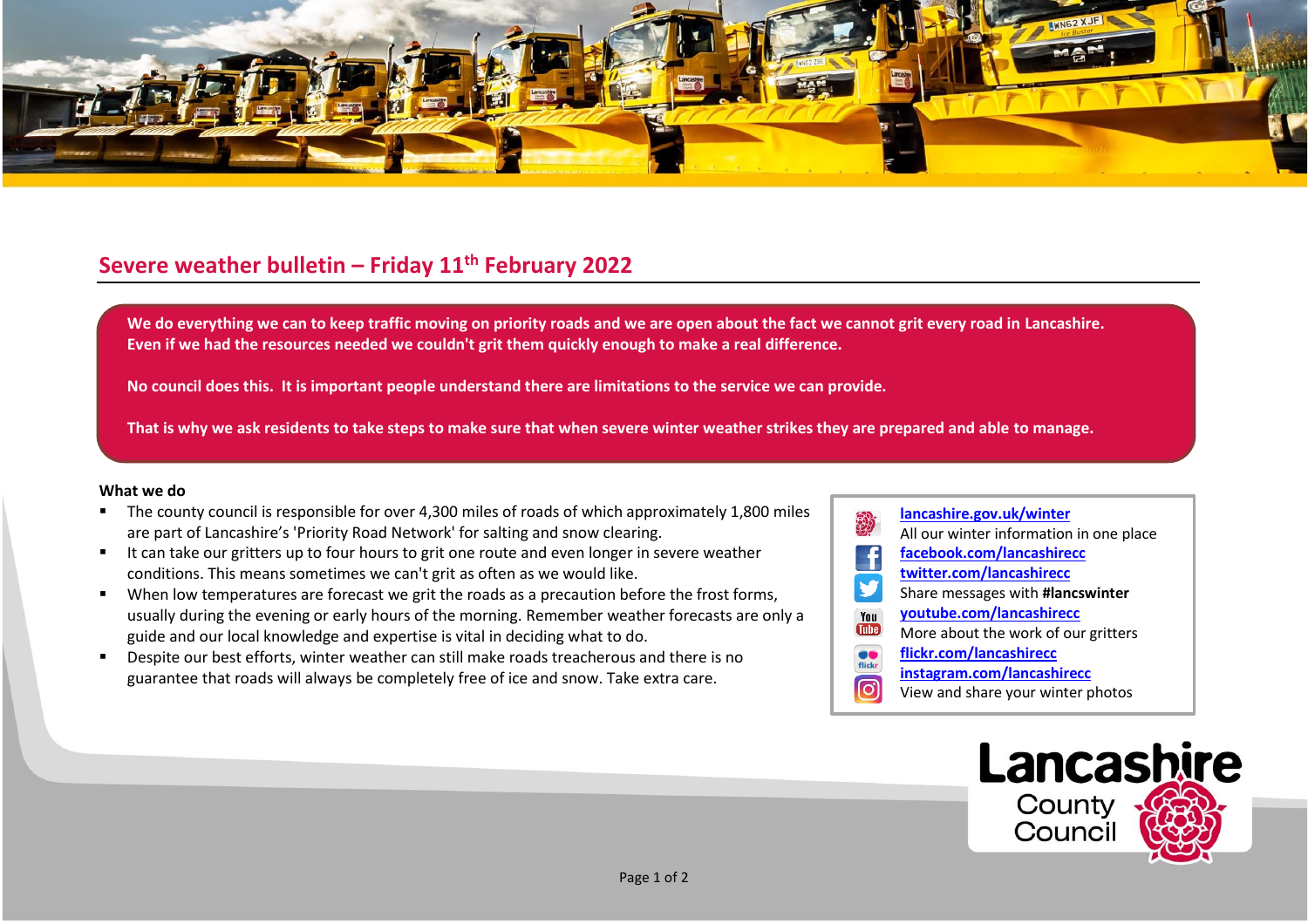## Severe weather bulletin – Friday 11th February 2022

**We do everything we can to keep traffic moving on priority roads and we are open about the fact we cannot grit every road in Lancashire. Even if we had the resources needed we couldn't grit them quickly enough to make a real difference.**

**No council does this. It is important people understand there are limitations to the service we can provide.**

**That is why we ask residents to take steps to make sure that when severe winter weather strikes they are prepared and able to manage.**

**What we do**

- The county council is responsible for over 4,300 miles of roads of which approximately 1,800 miles are part of Lancashire's 'Priority Road Network' for salting and snow clearing.
- It can take our gritters up to four hours to grit one route and even longer in severe weather conditions. This means sometimes we can't grit as often as we would like.
- When low temperatures are forecast we grit the roads as a precaution before the frost forms, usually during the evening or early hours of the morning. Remember weather forecasts are only a guide and our local knowledge and expertise is vital in deciding what to do.
- Despite our best efforts, winter weather can still make roads treacherous and there is no guarantee that roads will always be completely free of ice and snow. Take extra care.

[lancashire.gov.uk/winter](lancashire.gov.uk/winter)
All our winter information in one place
[facebook.com/lancashirecc](facebook.com/lancashirecc)
[twitter.com/lancashirecc](twitter.com/lancashirecc)
Share messages with **#lancswinter**
[youtube.com/lancashirecc](youtube.com/lancashirecc)
More about the work of our gritters
[flickr.com/lancashirecc](flickr.com/lancashirecc)
[instagram.com/lancashirecc](instagram.com/lancashirecc)
View and share your winter photos

Lancashire County Council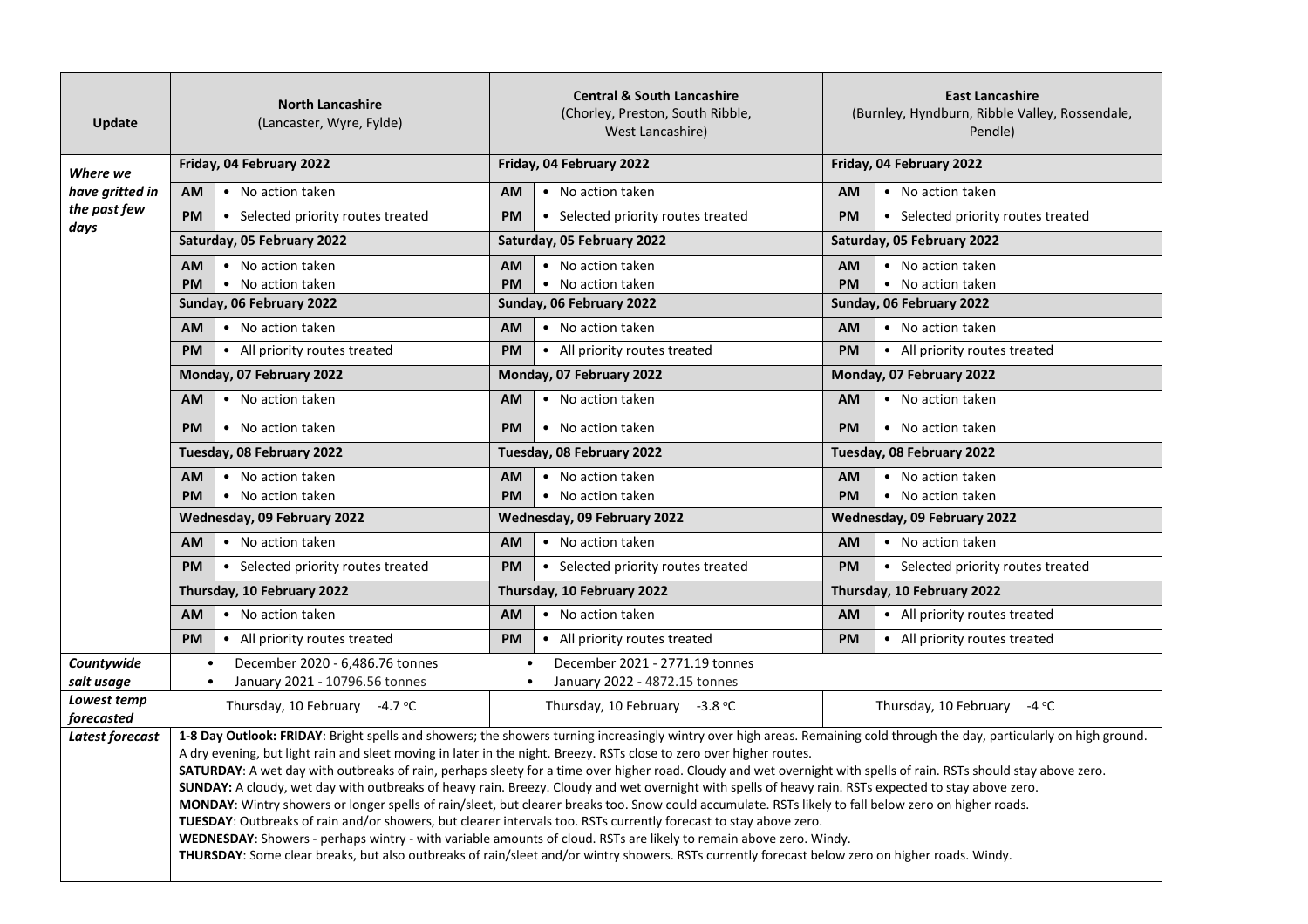| Update | North Lancashire (Lancaster, Wyre, Fylde) | | Central & South Lancashire (Chorley, Preston, South Ribble, West Lancashire) | | East Lancashire (Burnley, Hyndburn, Ribble Valley, Rossendale, Pendle) | |
|---|---|---|---|---|---|---|
| ***Where we have gritted in the past few days*** | **Friday, 04 February 2022** | | **Friday, 04 February 2022** | | **Friday, 04 February 2022** | |
| | **AM** | • No action taken | **AM** | • No action taken | **AM** | • No action taken |
| | **PM** | • Selected priority routes treated | **PM** | • Selected priority routes treated | **PM** | • Selected priority routes treated |
| | **Saturday, 05 February 2022** | | **Saturday, 05 February 2022** | | **Saturday, 05 February 2022** | |
| | **AM** | • No action taken | **AM** | • No action taken | **AM** | • No action taken |
| | **PM** | • No action taken | **PM** | • No action taken | **PM** | • No action taken |
| | **Sunday, 06 February 2022** | | **Sunday, 06 February 2022** | | **Sunday, 06 February 2022** | |
| | **AM** | • No action taken | **AM** | • No action taken | **AM** | • No action taken |
| | **PM** | • All priority routes treated | **PM** | • All priority routes treated | **PM** | • All priority routes treated |
| | **Monday, 07 February 2022** | | **Monday, 07 February 2022** | | **Monday, 07 February 2022** | |
| | **AM** | • No action taken | **AM** | • No action taken | **AM** | • No action taken |
| | **PM** | • No action taken | **PM** | • No action taken | **PM** | • No action taken |
| | **Tuesday, 08 February 2022** | | **Tuesday, 08 February 2022** | | **Tuesday, 08 February 2022** | |
| | **AM** | • No action taken | **AM** | • No action taken | **AM** | • No action taken |
| | **PM** | • No action taken | **PM** | • No action taken | **PM** | • No action taken |
| | **Wednesday, 09 February 2022** | | **Wednesday, 09 February 2022** | | **Wednesday, 09 February 2022** | |
| | **AM** | • No action taken | **AM** | • No action taken | **AM** | • No action taken |
| | **PM** | • Selected priority routes treated | **PM** | • Selected priority routes treated | **PM** | • Selected priority routes treated |
| | **Thursday, 10 February 2022** | | **Thursday, 10 February 2022** | | **Thursday, 10 February 2022** | |
| | **AM** | • No action taken | **AM** | • No action taken | **AM** | • All priority routes treated |
| | **PM** | • All priority routes treated | **PM** | • All priority routes treated | **PM** | • All priority routes treated |
| ***Countywide salt usage*** | • December 2020 - 6,486.76 tonnes<br>• January 2021 - 10796.56 tonnes | | • December 2021 - 2771.19 tonnes<br>• January 2022 - 4872.15 tonnes | | | |
| ***Lowest temp forecasted*** | Thursday, 10 February -4.7 °C | | Thursday, 10 February -3.8 °C | | Thursday, 10 February -4 °C | |
| ***Latest forecast*** | **1-8 Day Outlook: FRIDAY**: Bright spells and showers; the showers turning increasingly wintry over high areas. Remaining cold through the day, particularly on high ground. A dry evening, but light rain and sleet moving in later in the night. Breezy. RSTs close to zero over higher routes.<br>**SATURDAY**: A wet day with outbreaks of rain, perhaps sleety for a time over higher road. Cloudy and wet overnight with spells of rain. RSTs should stay above zero.<br>**SUNDAY:** A cloudy, wet day with outbreaks of heavy rain. Breezy. Cloudy and wet overnight with spells of heavy rain. RSTs expected to stay above zero.<br>**MONDAY**: Wintry showers or longer spells of rain/sleet, but clearer breaks too. Snow could accumulate. RSTs likely to fall below zero on higher roads.<br>**TUESDAY**: Outbreaks of rain and/or showers, but clearer intervals too. RSTs currently forecast to stay above zero.<br>**WEDNESDAY**: Showers - perhaps wintry - with variable amounts of cloud. RSTs are likely to remain above zero. Windy.<br>**THURSDAY**: Some clear breaks, but also outbreaks of rain/sleet and/or wintry showers. RSTs currently forecast below zero on higher roads. Windy. | | | | | |